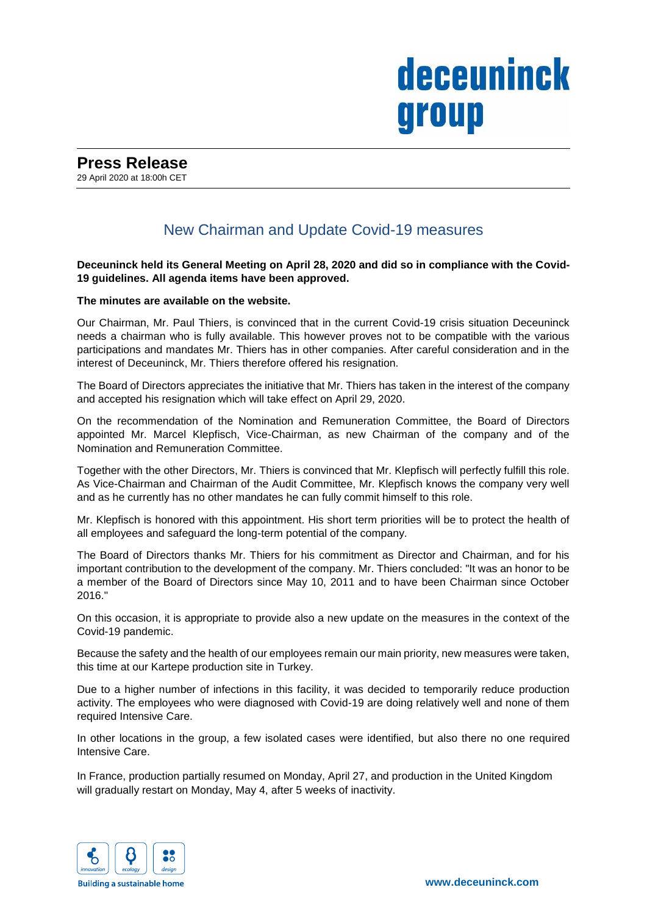deceuninck group

# Press Release

29 April 2020 at 18:00h CET

## New Chairman and Update Covid-19 measures

**Deceuninck held its General Meeting on April 28, 2020 and did so in compliance with the Covid-19 guidelines. All agenda items have been approved.**

**The minutes are available on the website.**

Our Chairman, Mr. Paul Thiers, is convinced that in the current Covid-19 crisis situation Deceuninck needs a chairman who is fully available. This however proves not to be compatible with the various participations and mandates Mr. Thiers has in other companies. After careful consideration and in the interest of Deceuninck, Mr. Thiers therefore offered his resignation.

The Board of Directors appreciates the initiative that Mr. Thiers has taken in the interest of the company and accepted his resignation which will take effect on April 29, 2020.

On the recommendation of the Nomination and Remuneration Committee, the Board of Directors appointed Mr. Marcel Klepfisch, Vice-Chairman, as new Chairman of the company and of the Nomination and Remuneration Committee.

Together with the other Directors, Mr. Thiers is convinced that Mr. Klepfisch will perfectly fulfill this role. As Vice-Chairman and Chairman of the Audit Committee, Mr. Klepfisch knows the company very well and as he currently has no other mandates he can fully commit himself to this role.

Mr. Klepfisch is honored with this appointment. His short term priorities will be to protect the health of all employees and safeguard the long-term potential of the company.

The Board of Directors thanks Mr. Thiers for his commitment as Director and Chairman, and for his important contribution to the development of the company. Mr. Thiers concluded: "It was an honor to be a member of the Board of Directors since May 10, 2011 and to have been Chairman since October 2016."

On this occasion, it is appropriate to provide also a new update on the measures in the context of the Covid-19 pandemic.

Because the safety and the health of our employees remain our main priority, new measures were taken, this time at our Kartepe production site in Turkey.

Due to a higher number of infections in this facility, it was decided to temporarily reduce production activity. The employees who were diagnosed with Covid-19 are doing relatively well and none of them required Intensive Care.

In other locations in the group, a few isolated cases were identified, but also there no one required Intensive Care.

In France, production partially resumed on Monday, April 27, and production in the United Kingdom will gradually restart on Monday, May 4, after 5 weeks of inactivity.

innovation ecology design

Building a sustainable home

www.deceuninck.com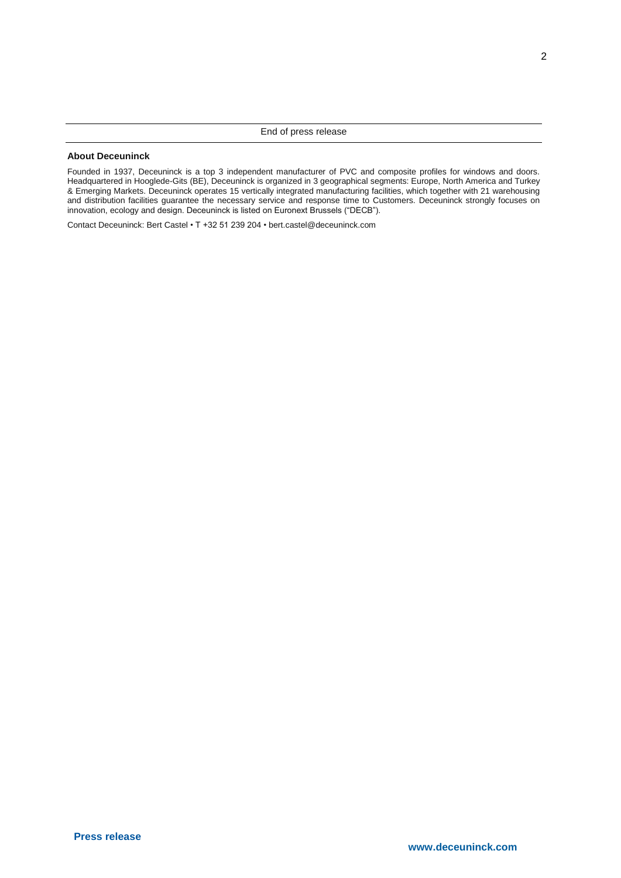End of press release

---

**About Deceuninck**

Founded in 1937, Deceuninck is a top 3 independent manufacturer of PVC and composite profiles for windows and doors. Headquartered in Hooglede-Gits (BE), Deceuninck is organized in 3 geographical segments: Europe, North America and Turkey & Emerging Markets. Deceuninck operates 15 vertically integrated manufacturing facilities, which together with 21 warehousing and distribution facilities guarantee the necessary service and response time to Customers. Deceuninck strongly focuses on innovation, ecology and design. Deceuninck is listed on Euronext Brussels ("DECB").

Contact Deceuninck: Bert Castel • T +32 51 239 204 • bert.castel@deceuninck.com